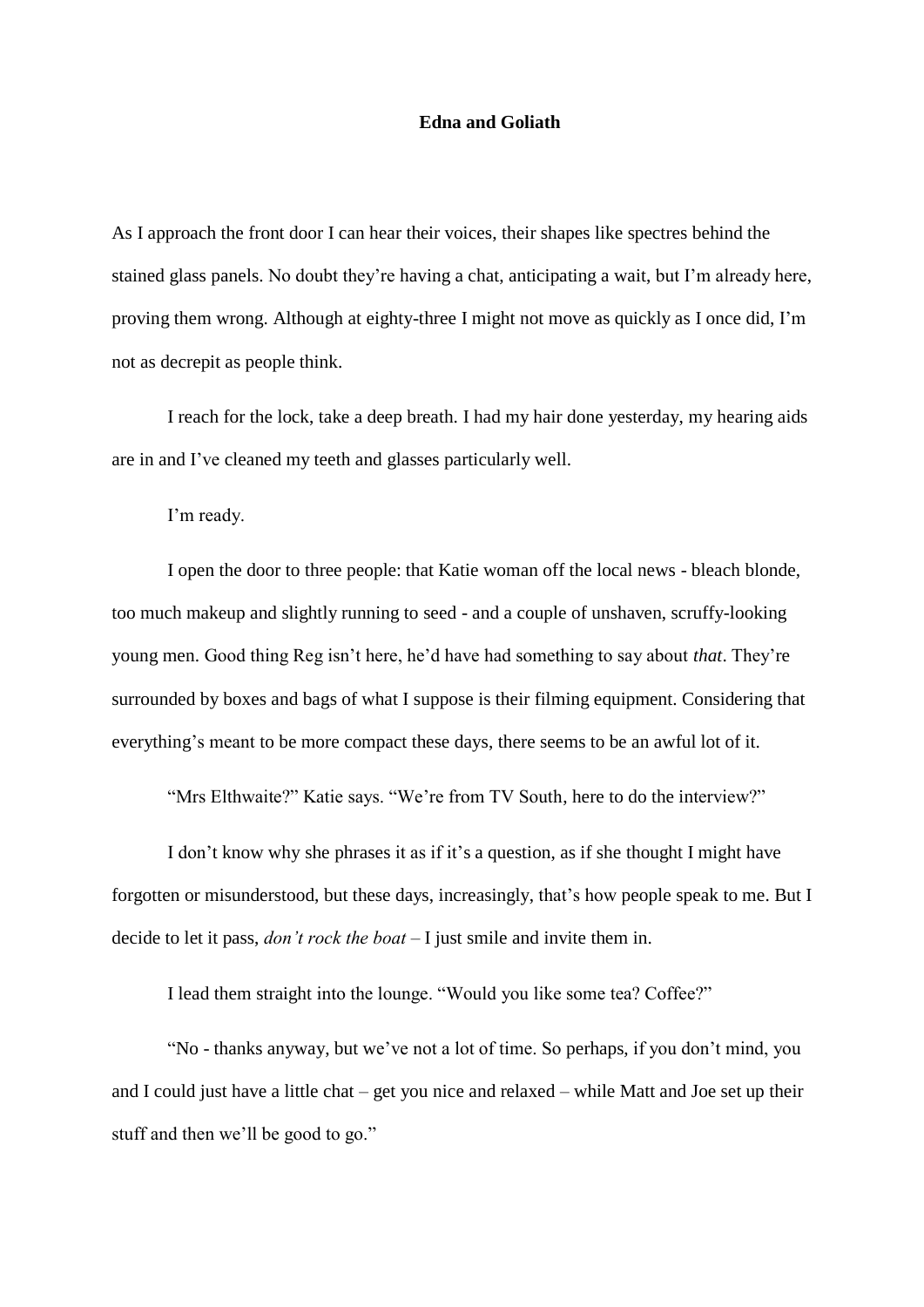# Edna and Goliath

As I approach the front door I can hear their voices, their shapes like spectres behind the stained glass panels. No doubt they're having a chat, anticipating a wait, but I'm already here, proving them wrong. Although at eighty-three I might not move as quickly as I once did, I'm not as decrepit as people think.

I reach for the lock, take a deep breath. I had my hair done yesterday, my hearing aids are in and I've cleaned my teeth and glasses particularly well.

I'm ready.

I open the door to three people: that Katie woman off the local news - bleach blonde, too much makeup and slightly running to seed - and a couple of unshaven, scruffy-looking young men. Good thing Reg isn't here, he'd have had something to say about *that*. They're surrounded by boxes and bags of what I suppose is their filming equipment. Considering that everything's meant to be more compact these days, there seems to be an awful lot of it.

"Mrs Elthwaite?" Katie says. "We're from TV South, here to do the interview?"

I don't know why she phrases it as if it's a question, as if she thought I might have forgotten or misunderstood, but these days, increasingly, that's how people speak to me. But I decide to let it pass, *don't rock the boat* – I just smile and invite them in.

I lead them straight into the lounge. "Would you like some tea? Coffee?"

"No - thanks anyway, but we've not a lot of time. So perhaps, if you don't mind, you and I could just have a little chat – get you nice and relaxed – while Matt and Joe set up their stuff and then we'll be good to go."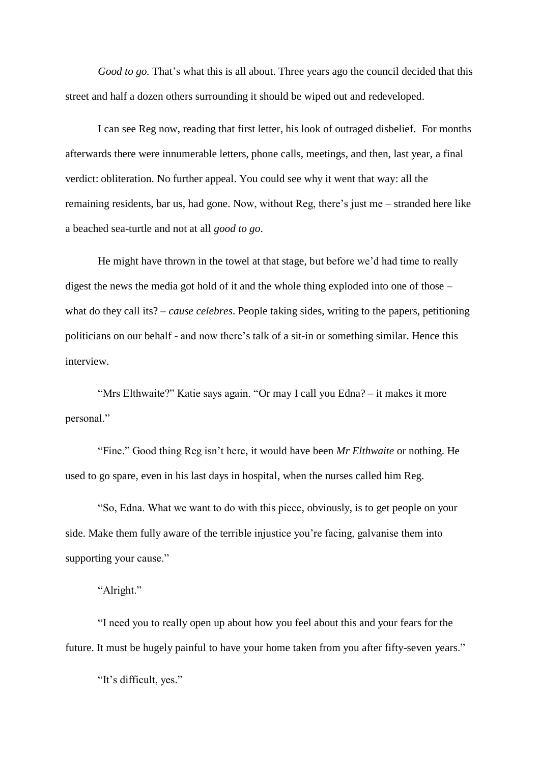*Good to go.* That's what this is all about. Three years ago the council decided that this street and half a dozen others surrounding it should be wiped out and redeveloped.

I can see Reg now, reading that first letter, his look of outraged disbelief. For months afterwards there were innumerable letters, phone calls, meetings, and then, last year, a final verdict: obliteration. No further appeal. You could see why it went that way: all the remaining residents, bar us, had gone. Now, without Reg, there's just me – stranded here like a beached sea-turtle and not at all *good to go*.

He might have thrown in the towel at that stage, but before we'd had time to really digest the news the media got hold of it and the whole thing exploded into one of those – what do they call its? – *cause celebres*. People taking sides, writing to the papers, petitioning politicians on our behalf - and now there's talk of a sit-in or something similar. Hence this interview.

"Mrs Elthwaite?" Katie says again. "Or may I call you Edna? – it makes it more personal."

"Fine." Good thing Reg isn't here, it would have been *Mr Elthwaite* or nothing. He used to go spare, even in his last days in hospital, when the nurses called him Reg.

"So, Edna. What we want to do with this piece, obviously, is to get people on your side. Make them fully aware of the terrible injustice you're facing, galvanise them into supporting your cause."

"Alright."

"I need you to really open up about how you feel about this and your fears for the future. It must be hugely painful to have your home taken from you after fifty-seven years."

"It's difficult, yes."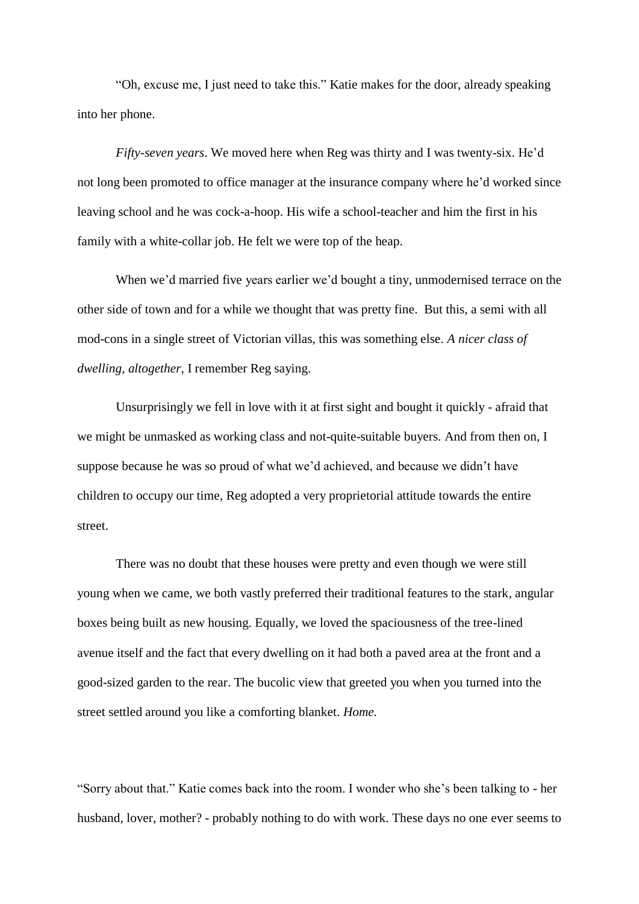"Oh, excuse me, I just need to take this." Katie makes for the door, already speaking into her phone.

*Fifty-seven years*. We moved here when Reg was thirty and I was twenty-six. He'd not long been promoted to office manager at the insurance company where he'd worked since leaving school and he was cock-a-hoop. His wife a school-teacher and him the first in his family with a white-collar job. He felt we were top of the heap.

When we'd married five years earlier we'd bought a tiny, unmodernised terrace on the other side of town and for a while we thought that was pretty fine. But this, a semi with all mod-cons in a single street of Victorian villas, this was something else. *A nicer class of dwelling, altogether,* I remember Reg saying.

Unsurprisingly we fell in love with it at first sight and bought it quickly - afraid that we might be unmasked as working class and not-quite-suitable buyers. And from then on, I suppose because he was so proud of what we'd achieved, and because we didn't have children to occupy our time, Reg adopted a very proprietorial attitude towards the entire street.

There was no doubt that these houses were pretty and even though we were still young when we came, we both vastly preferred their traditional features to the stark, angular boxes being built as new housing. Equally, we loved the spaciousness of the tree-lined avenue itself and the fact that every dwelling on it had both a paved area at the front and a good-sized garden to the rear. The bucolic view that greeted you when you turned into the street settled around you like a comforting blanket. *Home.*

"Sorry about that." Katie comes back into the room. I wonder who she's been talking to - her husband, lover, mother? - probably nothing to do with work. These days no one ever seems to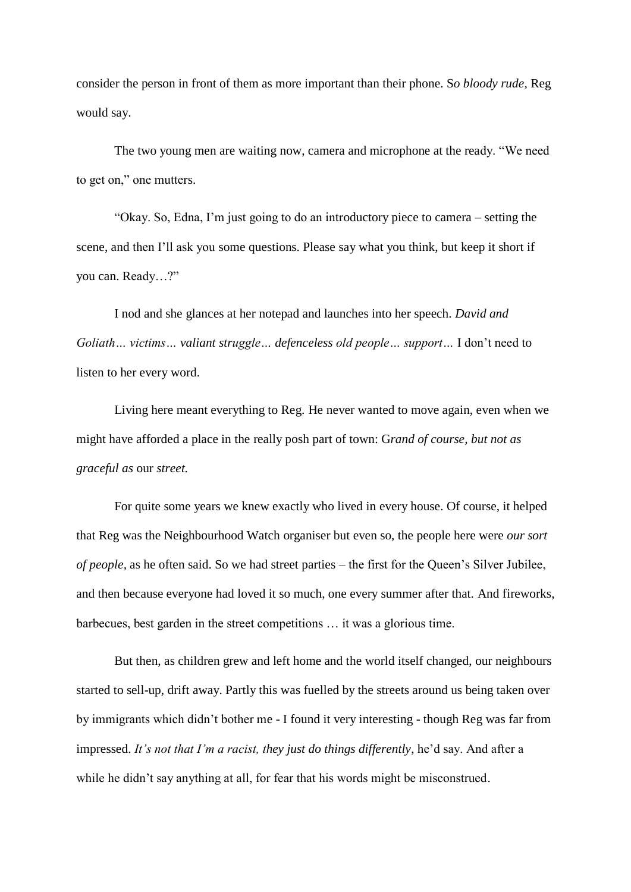consider the person in front of them as more important than their phone. S*o bloody rude*, Reg would say.

The two young men are waiting now, camera and microphone at the ready. "We need to get on," one mutters.

"Okay. So, Edna, I'm just going to do an introductory piece to camera – setting the scene, and then I'll ask you some questions. Please say what you think, but keep it short if you can. Ready…?"

I nod and she glances at her notepad and launches into her speech. *David and Goliath… victims… valiant struggle… defenceless old people… support…* I don't need to listen to her every word.

Living here meant everything to Reg. He never wanted to move again, even when we might have afforded a place in the really posh part of town: G*rand of course, but not as graceful as* our *street.*

For quite some years we knew exactly who lived in every house. Of course, it helped that Reg was the Neighbourhood Watch organiser but even so, the people here were *our sort of people*, as he often said. So we had street parties – the first for the Queen's Silver Jubilee, and then because everyone had loved it so much, one every summer after that. And fireworks, barbecues, best garden in the street competitions … it was a glorious time.

But then, as children grew and left home and the world itself changed, our neighbours started to sell-up, drift away. Partly this was fuelled by the streets around us being taken over by immigrants which didn't bother me - I found it very interesting - though Reg was far from impressed. *It's not that I'm a racist, they just do things differently*, he'd say. And after a while he didn't say anything at all, for fear that his words might be misconstrued.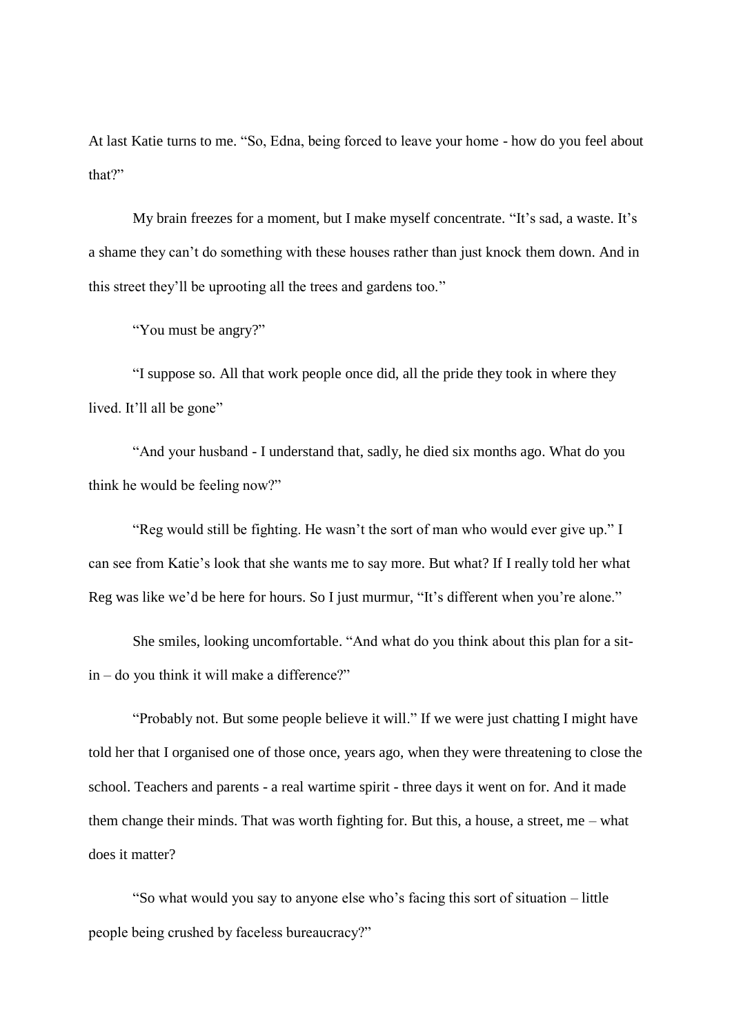At last Katie turns to me. "So, Edna, being forced to leave your home - how do you feel about that?"

My brain freezes for a moment, but I make myself concentrate. "It's sad, a waste. It's a shame they can't do something with these houses rather than just knock them down. And in this street they'll be uprooting all the trees and gardens too."

"You must be angry?"

"I suppose so. All that work people once did, all the pride they took in where they lived. It'll all be gone"

"And your husband - I understand that, sadly, he died six months ago. What do you think he would be feeling now?"

"Reg would still be fighting. He wasn't the sort of man who would ever give up." I can see from Katie's look that she wants me to say more. But what? If I really told her what Reg was like we'd be here for hours. So I just murmur, "It's different when you're alone."

She smiles, looking uncomfortable. "And what do you think about this plan for a sit-in – do you think it will make a difference?"

"Probably not. But some people believe it will." If we were just chatting I might have told her that I organised one of those once, years ago, when they were threatening to close the school. Teachers and parents - a real wartime spirit - three days it went on for. And it made them change their minds. That was worth fighting for. But this, a house, a street, me – what does it matter?

"So what would you say to anyone else who's facing this sort of situation – little people being crushed by faceless bureaucracy?"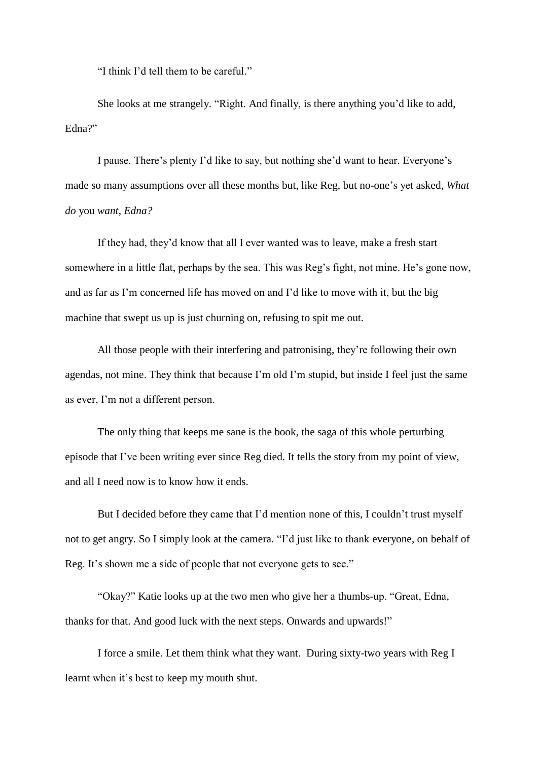"I think I'd tell them to be careful."

She looks at me strangely. "Right. And finally, is there anything you'd like to add, Edna?"

I pause. There's plenty I'd like to say, but nothing she'd want to hear. Everyone's made so many assumptions over all these months but, like Reg, but no-one's yet asked, *What do* you *want, Edna?*

If they had, they'd know that all I ever wanted was to leave, make a fresh start somewhere in a little flat, perhaps by the sea. This was Reg's fight, not mine. He's gone now, and as far as I'm concerned life has moved on and I'd like to move with it, but the big machine that swept us up is just churning on, refusing to spit me out.

All those people with their interfering and patronising, they're following their own agendas, not mine. They think that because I'm old I'm stupid, but inside I feel just the same as ever, I'm not a different person.

The only thing that keeps me sane is the book, the saga of this whole perturbing episode that I've been writing ever since Reg died. It tells the story from my point of view, and all I need now is to know how it ends.

But I decided before they came that I'd mention none of this, I couldn't trust myself not to get angry. So I simply look at the camera. "I'd just like to thank everyone, on behalf of Reg. It's shown me a side of people that not everyone gets to see."

"Okay?" Katie looks up at the two men who give her a thumbs-up. "Great, Edna, thanks for that. And good luck with the next steps. Onwards and upwards!"

I force a smile. Let them think what they want. During sixty-two years with Reg I learnt when it's best to keep my mouth shut.